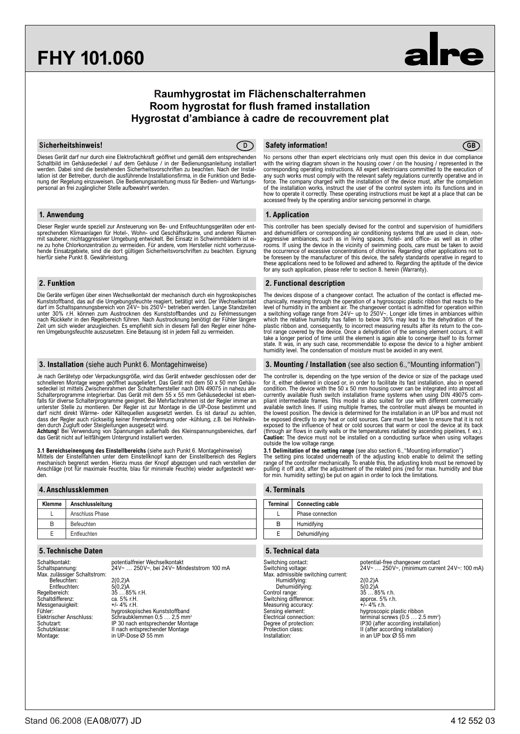# FHY 101.060

alre

## Raumhygrostat im Flächenschalterrahmen
## Room hygrostat for flush framed installation
## Hygrostat d'ambiance à cadre de recouvrement plat

### Sicherheitshinweis! (D)

Dieses Gerät darf nur durch eine Elektrofachkraft geöffnet und gemäß dem entsprechenden Schaltbild im Gehäusedeckel / auf dem Gehäuse / in der Bedienungsanleitung installiert werden. Dabei sind die bestehenden Sicherheitsvorschriften zu beachten. Nach der Installation ist der Betreiber, durch die ausführende Installationsfirma, in die Funktion und Bedienung der Regelung einzuweisen. Die Bedienungsanleitung muss für Bedien- und Wartungspersonal an frei zugänglicher Stelle aufbewahrt werden.

### 1. Anwendung

Dieser Regler wurde speziell zur Ansteuerung von Be- und Entfeuchtungsgeräten oder entsprechenden Klimaanlagen für Hotel-, Wohn- und Geschäftsräume, und anderen Räumen mit sauberer, nichtaggressiver Umgebung entwickelt. Bei Einsatz in Schwimmbädern ist eine zu hohe Chlorkonzentration zu vermeiden. Für andere, vom Hersteller nicht vorherzusehende Einsatzgebiete, sind die dort gültigen Sicherheitsvorschriften zu beachten. Eignung hierfür siehe Punkt 8. Gewährleistung.

### 2. Funktion

Die Geräte verfügen über einen Wechselkontakt der mechanisch durch ein hygroskopisches Kunststoffband, das auf die Umgebungsfeuchte reagiert, betätigt wird. Der Wechselkontakt darf im Schaltspannungsbereich von 24V~ bis 250V~ betrieben werden. Lange Standzeiten unter 30% r.H. können zum Austrocknen des Kunststoffbandes und zu Fehlmessungen nach Rückkehr in den Regelbereich führen. Nach Austrocknung benötigt der Fühler längere Zeit um sich wieder anzugleichen. Es empfiehlt sich in diesem Fall den Regler einer höheren Umgebungsfeuchte auszusetzen. Eine Betauung ist in jedem Fall zu vermeiden.

### 3. Installation (siehe auch Punkt 6. Montagehinweise)

Je nach Gerätetyp oder Verpackungsgröße, wird das Gerät entweder geschlossen oder der schnelleren Montage wegen geöffnet ausgeliefert. Das Gerät mit dem 50 x 50 mm Gehäusedeckel ist mittels Zwischenrahmen der Schalterhersteller nach DIN 49075 in nahezu alle Schalterprogramme integrierbar. Das Gerät mit dem 55 x 55 mm Gehäusedeckel ist ebenfalls für diverse Schalterprogramme geeignet. Bei Mehrfachrahmen ist der Regler immer an unterster Stelle zu montieren. Der Regler ist zur Montage in die UP-Dose bestimmt und darf nicht direkt Wärme- oder Kältequellen ausgesetzt werden. Es ist darauf zu achten, dass der Regler auch rückseitig keiner Fremderwärmung oder -kühlung, z.B. bei Hohlwänden durch Zugluft oder Steigleitungen ausgesetzt wird.
**Achtung!** Bei Verwendung von Spannungen außerhalb des Kleinspannungsbereiches, darf das Gerät nicht auf leitfähigem Untergrund installiert werden.

**3.1 Bereichseinengung des Einstellbereichs** (siehe auch Punkt 6. Montagehinweise)
Mittels der Einstellfahnen unter dem Einstellknopf kann der Einstellbereich des Reglers mechanisch begrenzt werden. Hierzu muss der Knopf abgezogen und nach verstellen der Anschläge (rot für maximale Feuchte, blau für minimale Feuchte) wieder aufgesteckt werden.

### 4. Anschlussklemmen

| Klemme | Anschlussleitung |
|---|---|
| L | Anschluss Phase |
| B | Befeuchten |
| E | Entfeuchten |

### 5. Technische Daten

| | |
|---|---|
| Schaltkontakt: | potentialfreier Wechselkontakt |
| Schaltspannung: | 24V~ … 250V~, bei 24V~ Mindeststrom 100 mA |
| Max. zulässiger Schaltstrom: | |
| Befeuchten: | 2(0,2)A |
| Entfeuchten: | 5(0,2)A |
| Regelbereich: | 35 … 85% r.H. |
| Schaltdifferenz: | ca. 5% r.H. |
| Messgenauigkeit: | +/- 4% r.H. |
| Fühler: | hygroskopisches Kunststoffband |
| Elektrischer Anschluss: | Schraubklemmen 0,5 … 2,5 mm² |
| Schutzart: | IP 30 nach entsprechender Montage |
| Schutzklasse: | II nach entsprechender Montage |
| Montage: | in UP-Dose Ø 55 mm |

### Safety information! (GB)

No persons other than expert electricians only must open this device in due compliance with the wiring diagram shown in the housing cover / on the housing / represented in the corresponding operating instructions. All expert electricians committed to the execution of any such works must comply with the relevant safety regulations currently operative and in force. The company charged with the installation of the device must, after the completion of the installation works, instruct the user of the control system into its functions and in how to operate it correctly. These operating instructions must be kept at a place that can be accessed freely by the operating and/or servicing personnel in charge.

### 1. Application

This controller has been specially devised for the control and supervision of humidifiers and dehumidifiers or corresponding air conditioning systems that are used in clean, non-aggressive ambiances, such as in living spaces, hotel- and office- as well as in other rooms. If using the device in the vicinity of swimming pools, care must be taken to avoid the occurrence of excessive concentrations of chlorine. Regarding other applications not to be foreseen by the manufacturer of this device, the safety standards operative in regard to these applications need to be followed and adhered to. Regarding the aptitude of the device for any such application, please refer to section 8. herein (Warranty).

### 2. Functional description

The devices dispose of a changeover contact. The actuation of the contact is effected mechanically, meaning through the operation of a hygroscopic plastic ribbon that reacts to the level of humidity in the ambient air. The changeover contact is admitted for operation within a switching voltage range from 24V~ up to 250V~. Longer idle times in ambiances within which the relative humidity has fallen to below 30% may lead to the dehydration of the plastic ribbon and, consequently, to incorrect measuring results after its return to the control range covered by the device. Once a dehydration of the sensing element occurs, it will take a longer period of time until the element is again able to converge itself to its former state. It was, in any such case, recommendable to expose the device to a higher ambient humidity level. The condensation of moisture must be avoided in any event.

### 3. Mounting / Installation (see also section 6.,"Mounting information")

The controller is, depending on the type version of the device or size of the package used for it, either delivered in closed or, in order to facilitate its fast installation, also in opened condition. The device with the 50 x 50 mm housing cover can be integrated into almost all currently available flush switch installation frame systems when using DIN 49075 compliant intermediate frames. This model is also suited for use with different commercially available switch lines. If using multiple frames, the controller must always be mounted in the lowest position. The device is determined for the installation in an UP box and must not be exposed directly to any heat or cold sources. Care must be taken to ensure that it is not exposed to the influence of heat or cold sources that warm or cool the device at its back (through air flows in cavity walls or the temperatures radiated by ascending pipelines, f. ex.).
**Caution:** The device must not be installed on a conducting surface when using voltages outside the low voltage range.

**3.1 Delimitation of the setting range** (see also section 6.,"Mounting information")
The setting pins located underneath of the adjusting knob enable to delimit the setting range of the controller mechanically. To enable this, the adjusting knob must be removed by pulling it off and, after the adjustment of the related pins (red for max. humidity and blue for min. humidity setting) be put on again in order to lock the limitations.

### 4. Terminals

| Terminal | Connecting cable |
|---|---|
| L | Phase connection |
| B | Humidifying |
| E | Dehumidifying |

### 5. Technical data

| | |
|---|---|
| Switching contact: | potential-free changeover contact |
| Switching voltage: | 24V~ … 250V~, (minimum current 24V~: 100 mA) |
| Max. admissible switching current: | |
| Humidifying: | 2(0.2)A |
| Dehumidifying: | 5(0.2)A |
| Control range: | 35 … 85% r.h. |
| Switching difference: | approx. 5% r.h. |
| Measuring accuracy: | +/- 4% r.h. |
| Sensing element: | hygroscopic plastic ribbon |
| Electrical connection: | terminal screws (0.5 … 2.5 mm²) |
| Degree of protection: | IP30 (after according installation) |
| Protection class: | II (after according installation) |
| Installation: | in an UP box Ø 55 mm |

Stand 06.2008 (EA08/077) JD — 4 12 552 03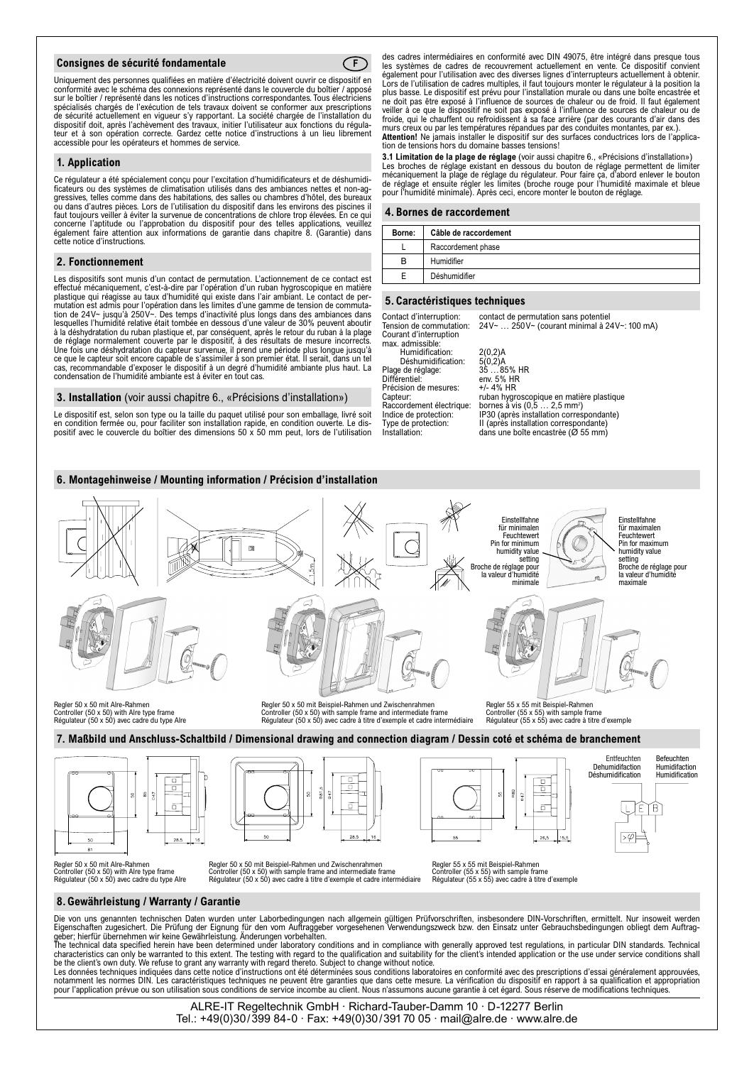## Consignes de sécurité fondamentale

(F)

Uniquement des personnes qualifiées en matière d'électricité doivent ouvrir ce dispositif en conformité avec le schéma des connexions représenté dans le couvercle du boîtier / apposé sur le boîtier / représenté dans les notices d'instructions correspondantes. Tous électriciens spécialisés chargés de l'exécution de tels travaux doivent se conformer aux prescriptions de sécurité actuellement en vigueur s'y rapportant. La société chargée de l'installation du dispositif doit, après l'achèvement des travaux, initier l'utilisateur aux fonctions du régulateur et à son opération correcte. Gardez cette notice d'instructions à un lieu librement accessible pour les opérateurs et hommes de service.

## 1. Application

Ce régulateur a été spécialement conçu pour l'excitation d'humidificateurs et de déshumidificateurs ou des systèmes de climatisation utilisés dans des ambiances nettes et non-agressives, telles comme dans des habitations, des salles ou chambres d'hôtel, des bureaux ou dans d'autres pièces. Lors de l'utilisation du dispositif dans les environs des piscines il faut toujours veiller à éviter la survenue de concentrations de chlore trop élevées. En ce qui concerne l'aptitude ou l'approbation du dispositif pour des telles applications, veuillez également faire attention aux informations de garantie dans chapitre 8. (Garantie) dans cette notice d'instructions.

## 2. Fonctionnement

Les dispositifs sont munis d'un contact de permutation. L'actionnement de ce contact est effectué mécaniquement, c'est-à-dire par l'opération d'un ruban hygroscopique en matière plastique qui réagisse au taux d'humidité qui existe dans l'air ambiant. Le contact de permutation est admis pour l'opération dans les limites d'une gamme de tension de commutation de 24V~ jusqu'à 250V~. Des temps d'inactivité plus longs dans des ambiances dans lesquelles l'humidité relative était tombée en dessous d'une valeur de 30% peuvent aboutir à la déshydratation du ruban plastique et, par conséquent, après le retour du ruban à la plage de réglage normalement couverte par le dispositif, à des résultats de mesure incorrects. Une fois une déshydratation du capteur survenue, il prend une période plus longue jusqu'à ce que le capteur soit encore capable de s'assimiler à son premier état. Il serait, dans un tel cas, recommandable d'exposer le dispositif à un degré d'humidité ambiante plus haut. La condensation de l'humidité ambiante est à éviter en tout cas.

## 3. Installation (voir aussi chapitre 6., «Précisions d'installation»)

Le dispositif est, selon son type ou la taille du paquet utilisé pour son emballage, livré soit en condition fermée ou, pour faciliter son installation rapide, en condition ouverte. Le dispositif avec le couvercle du boîtier des dimensions 50 x 50 mm peut, lors de l'utilisation des cadres intermédiaires en conformité avec DIN 49075, être intégré dans presque tous les systèmes de cadres de recouvrement actuellement en vente. Ce dispositif convient également pour l'utilisation avec des diverses lignes d'interrupteurs actuellement à obtenir. Lors de l'utilisation de cadres multiples, il faut toujours monter le régulateur à la position la plus basse. Le dispositif est prévu pour l'installation murale ou dans une boîte encastrée et ne doit pas être exposé à l'influence de sources de chaleur ou de froid. Il faut également veiller à ce que le dispositif ne soit pas exposé à l'influence de sources de chaleur ou de froide, qui le chauffent ou refroidissent à sa face arrière (par des courants d'air dans des murs creux ou par les températures répandues par des conduites montantes, par ex.).

**Attention!** Ne jamais installer le dispositif sur des surfaces conductrices lors de l'application de tensions hors du domaine basses tensions!

**3.1 Limitation de la plage de réglage** (voir aussi chapitre 6., «Précisions d'installation»)
Les broches de réglage existant en dessous du bouton de réglage permettent de limiter mécaniquement la plage de réglage du régulateur. Pour faire ça, d'abord enlever le bouton de réglage et ensuite régler les limites (broche rouge pour l'humidité maximale et bleue pour l'humidité minimale). Après ceci, encore monter le bouton de réglage.

## 4. Bornes de raccordement

| Borne: | Câble de raccordement |
|---|---|
| L | Raccordement phase |
| B | Humidifier |
| E | Déshumidifier |

## 5. Caractéristiques techniques

| | |
|---|---|
| Contact d'interruption: | contact de permutation sans potentiel |
| Tension de commutation: | 24V~ … 250V~ (courant minimal à 24V~: 100 mA) |
| Courant d'interruption max. admissible: | |
| Humidification: | 2(0,2)A |
| Déshumidification: | 5(0,2)A |
| Plage de réglage: | 35 …85% HR |
| Différentiel: | env. 5% HR |
| Précision de mesures: | +/- 4% HR |
| Capteur: | ruban hygroscopique en matière plastique |
| Raccordement électrique: | bornes à vis (0,5 … 2,5 mm²) |
| Indice de protection: | IP30 (après installation correspondante) |
| Type de protection: | II (après installation correspondante) |
| Installation: | dans une boîte encastrée (Ø 55 mm) |

## 6. Montagehinweise / Mounting information / Précision d'installation

1,5m

Einstellfahne für minimalen Feuchtewert
Pin for minimum humidity value setting
Broche de réglage pour la valeur d'humidité minimale

Einstellfahne für maximalen Feuchtewert
Pin for maximum humidity value setting
Broche de réglage pour la valeur d'humidité maximale

Regler 50 x 50 mit Alre-Rahmen
Controller (50 x 50) with Alre type frame
Régulateur (50 x 50) avec cadre du type Alre

Regler 50 x 50 mit Beispiel-Rahmen und Zwischenrahmen
Controller (50 x 50) with sample frame and intermediate frame
Régulateur (50 x 50) avec cadre à titre d'exemple et cadre intermédiaire

Regler 55 x 55 mit Beispiel-Rahmen
Controller (55 x 55) with sample frame
Régulateur (55 x 55) avec cadre à titre d'exemple

## 7. Maßbild und Anschluss-Schaltbild / Dimensional drawing and connection diagram / Dessin coté et schéma de branchement

50 85 Ø47 50 81 28,5 16

50 Ø81,5 Ø47 28,5 16

55 Ø80 Ø47 55 26,5 15,5

Entfeuchten
Dehumidifaction
Déshumidification

Befeuchten
Humidifaction
Humidification

L E B

>φ

Regler 50 x 50 mit Alre-Rahmen
Controller (50 x 50) with Alre type frame
Régulateur (50 x 50) avec cadre du type Alre

Regler 50 x 50 mit Beispiel-Rahmen und Zwischenrahmen
Controller (50 x 50) with sample frame and intermediate frame
Régulateur (50 x 50) avec cadre à titre d'exemple et cadre intermédiaire

Regler 55 x 55 mit Beispiel-Rahmen
Controller (55 x 55) with sample frame
Régulateur (55 x 55) avec cadre à titre d'exemple

## 8. Gewährleistung / Warranty / Garantie

Die von uns genannten technischen Daten wurden unter Laborbedingungen nach allgemein gültigen Prüfvorschriften, insbesondere DIN-Vorschriften, ermittelt. Nur insoweit werden Eigenschaften zugesichert. Die Prüfung der Eignung für den vom Auftraggeber vorgesehenen Verwendungszweck bzw. den Einsatz unter Gebrauchsbedingungen obliegt dem Auftraggeber; hierfür übernehmen wir keine Gewährleistung. Änderungen vorbehalten.

The technical data specified herein have been determined under laboratory conditions and in compliance with generally approved test regulations, in particular DIN standards. Technical characteristics can only be warranted to this extent. The testing with regard to the qualification and suitability for the client's intended application or the use under service conditions shall be the client's own duty. We refuse to grant any warranty with regard thereto. Subject to change without notice.

Les données techniques indiquées dans cette notice d'instructions ont été déterminées sous conditions laboratoires en conformité avec des prescriptions d'essai généralement approuvées, notamment les normes DIN. Les caractéristiques techniques ne peuvent être garanties que dans cette mesure. La vérification du dispositif en rapport à sa qualification et appropriation pour l'application prévue ou son utilisation sous conditions de service incombe au client. Nous n'assumons aucune garantie à cet égard. Sous réserve de modifications techniques.

ALRE-IT Regeltechnik GmbH · Richard-Tauber-Damm 10 · D-12277 Berlin
Tel.: +49(0)30/399 84-0 · Fax: +49(0)30/391 70 05 · mail@alre.de · www.alre.de